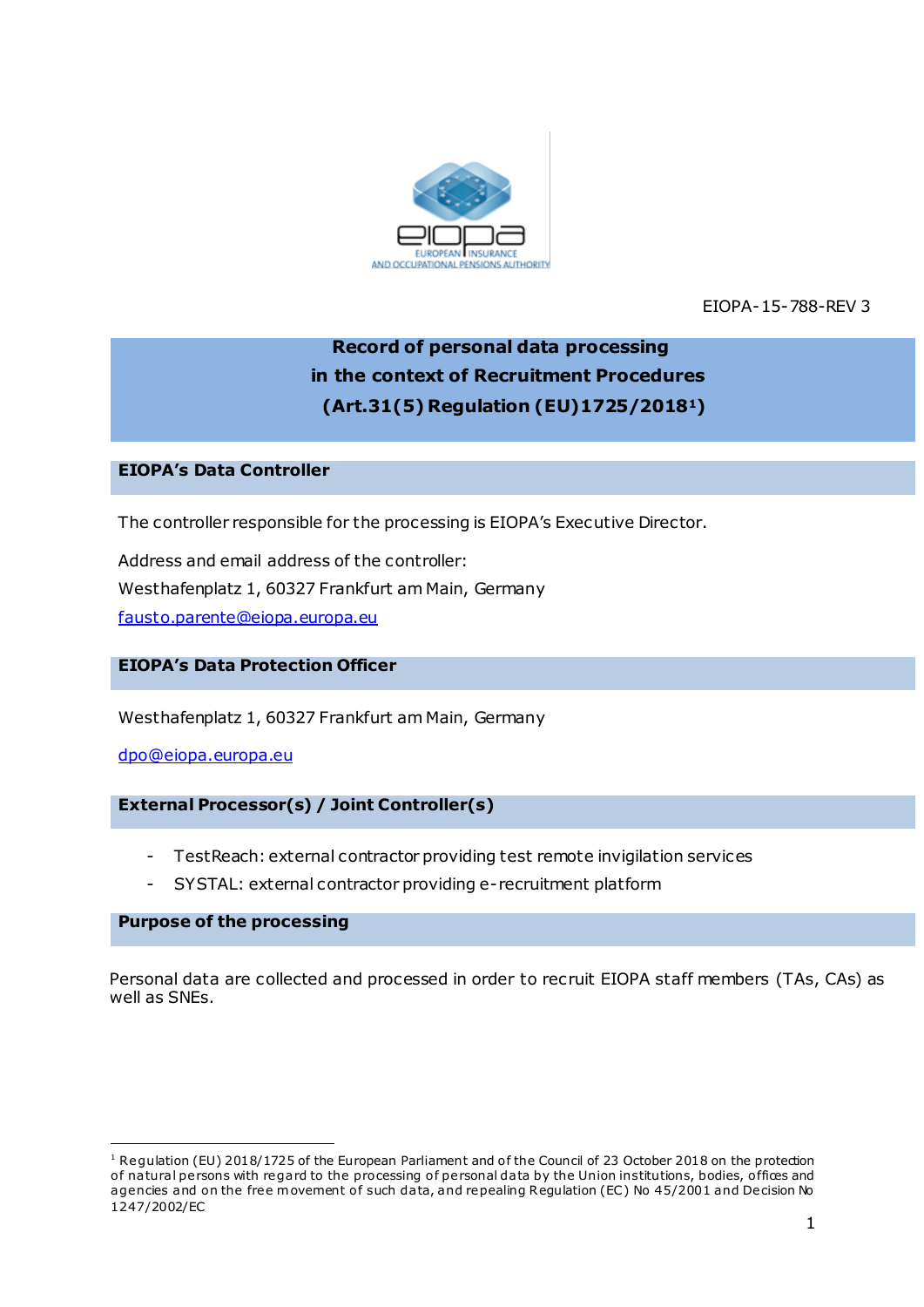EIOPA-15-788-REV 3

# Record of personal data processing in the context of Recruitment Procedures (Art.31(5) Regulation (EU)1725/2018[1])

## EIOPA's Data Controller

The controller responsible for the processing is EIOPA's Executive Director.

Address and email address of the controller:
Westhafenplatz 1, 60327 Frankfurt am Main, Germany
fausto.parente@eiopa.europa.eu

## EIOPA's Data Protection Officer

Westhafenplatz 1, 60327 Frankfurt am Main, Germany

dpo@eiopa.europa.eu

## External Processor(s) / Joint Controller(s)

- TestReach: external contractor providing test remote invigilation services
- SYSTAL: external contractor providing e-recruitment platform

## Purpose of the processing

Personal data are collected and processed in order to recruit EIOPA staff members (TAs, CAs) as well as SNEs.

[1] Regulation (EU) 2018/1725 of the European Parliament and of the Council of 23 October 2018 on the protection of natural persons with regard to the processing of personal data by the Union institutions, bodies, offices and agencies and on the free movement of such data, and repealing Regulation (EC) No 45/2001 and Decision No 1247/2002/EC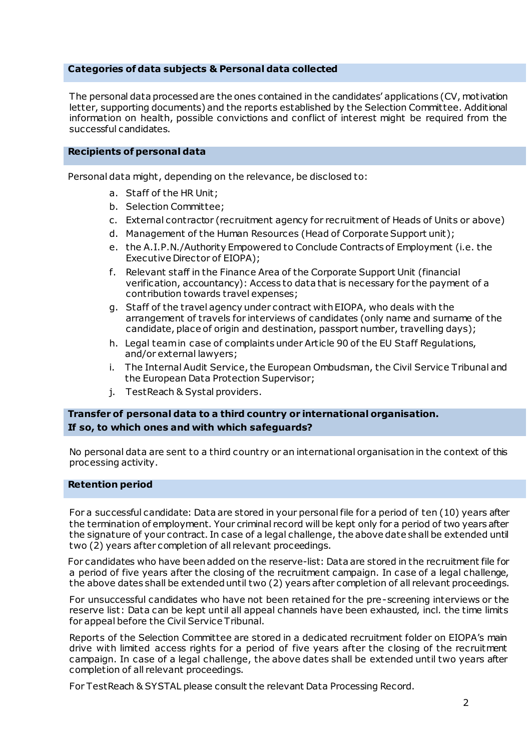## Categories of data subjects & Personal data collected

The personal data processed are the ones contained in the candidates' applications (CV, motivation letter, supporting documents) and the reports established by the Selection Committee. Additional information on health, possible convictions and conflict of interest might be required from the successful candidates.

## Recipients of personal data

Personal data might, depending on the relevance, be disclosed to:

a. Staff of the HR Unit;
b. Selection Committee;
c. External contractor (recruitment agency for recruitment of Heads of Units or above)
d. Management of the Human Resources (Head of Corporate Support unit);
e. the A.I.P.N./Authority Empowered to Conclude Contracts of Employment (i.e. the Executive Director of EIOPA);
f. Relevant staff in the Finance Area of the Corporate Support Unit (financial verification, accountancy): Access to data that is necessary for the payment of a contribution towards travel expenses;
g. Staff of the travel agency under contract with EIOPA, who deals with the arrangement of travels for interviews of candidates (only name and surname of the candidate, place of origin and destination, passport number, travelling days);
h. Legal team in case of complaints under Article 90 of the EU Staff Regulations, and/or external lawyers;
i. The Internal Audit Service, the European Ombudsman, the Civil Service Tribunal and the European Data Protection Supervisor;
j. TestReach & Systal providers.

## Transfer of personal data to a third country or international organisation. If so, to which ones and with which safeguards?

No personal data are sent to a third country or an international organisation in the context of this processing activity.

## Retention period

For a successful candidate: Data are stored in your personal file for a period of ten (10) years after the termination of employment. Your criminal record will be kept only for a period of two years after the signature of your contract. In case of a legal challenge, the above date shall be extended until two (2) years after completion of all relevant proceedings.

For candidates who have been added on the reserve-list: Data are stored in the recruitment file for a period of five years after the closing of the recruitment campaign. In case of a legal challenge, the above dates shall be extended until two (2) years after completion of all relevant proceedings.

For unsuccessful candidates who have not been retained for the pre-screening interviews or the reserve list: Data can be kept until all appeal channels have been exhausted, incl. the time limits for appeal before the Civil Service Tribunal.

Reports of the Selection Committee are stored in a dedicated recruitment folder on EIOPA's main drive with limited access rights for a period of five years after the closing of the recruitment campaign. In case of a legal challenge, the above dates shall be extended until two years after completion of all relevant proceedings.

For TestReach & SYSTAL please consult the relevant Data Processing Record.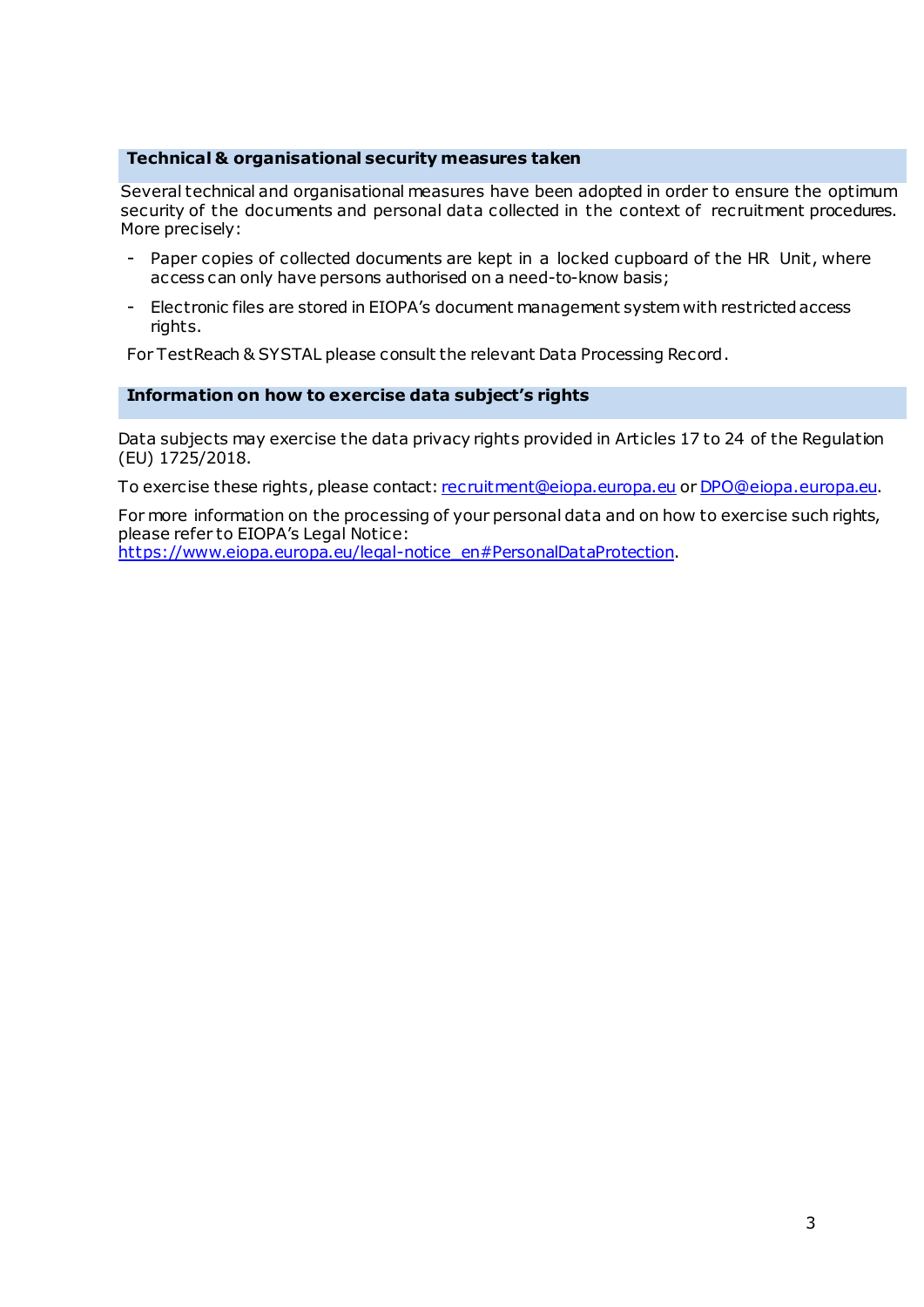## Technical & organisational security measures taken

Several technical and organisational measures have been adopted in order to ensure the optimum security of the documents and personal data collected in the context of recruitment procedures. More precisely:

- Paper copies of collected documents are kept in a locked cupboard of the HR Unit, where access can only have persons authorised on a need-to-know basis;
- Electronic files are stored in EIOPA's document management system with restricted access rights.

For TestReach & SYSTAL please consult the relevant Data Processing Record.

## Information on how to exercise data subject's rights

Data subjects may exercise the data privacy rights provided in Articles 17 to 24 of the Regulation (EU) 1725/2018.

To exercise these rights, please contact: recruitment@eiopa.europa.eu or DPO@eiopa.europa.eu.

For more information on the processing of your personal data and on how to exercise such rights, please refer to EIOPA's Legal Notice:
https://www.eiopa.europa.eu/legal-notice_en#PersonalDataProtection.